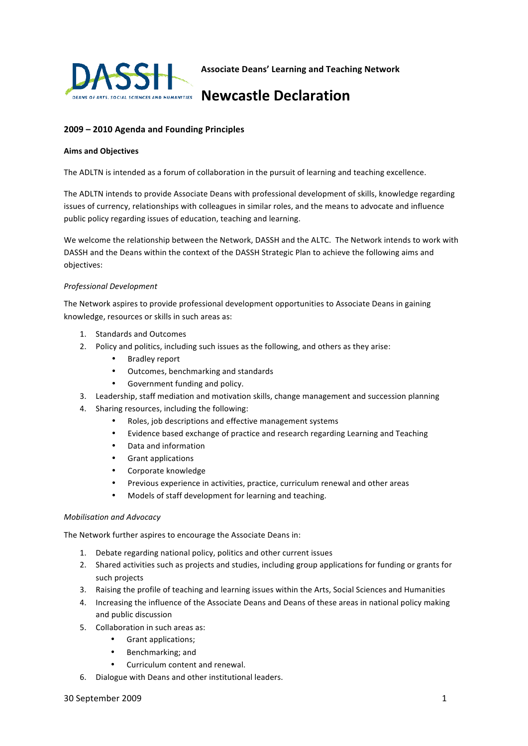**Associate Deans' Learning and Teaching Network**

# Newcastle Declaration

## 2009 – 2010 Agenda and Founding Principles

### Aims and Objectives

The ADLTN is intended as a forum of collaboration in the pursuit of learning and teaching excellence.

The ADLTN intends to provide Associate Deans with professional development of skills, knowledge regarding issues of currency, relationships with colleagues in similar roles, and the means to advocate and influence public policy regarding issues of education, teaching and learning.

We welcome the relationship between the Network, DASSH and the ALTC. The Network intends to work with DASSH and the Deans within the context of the DASSH Strategic Plan to achieve the following aims and objectives:

*Professional Development*

The Network aspires to provide professional development opportunities to Associate Deans in gaining knowledge, resources or skills in such areas as:

1. Standards and Outcomes
2. Policy and politics, including such issues as the following, and others as they arise:
   - Bradley report
   - Outcomes, benchmarking and standards
   - Government funding and policy.
3. Leadership, staff mediation and motivation skills, change management and succession planning
4. Sharing resources, including the following:
   - Roles, job descriptions and effective management systems
   - Evidence based exchange of practice and research regarding Learning and Teaching
   - Data and information
   - Grant applications
   - Corporate knowledge
   - Previous experience in activities, practice, curriculum renewal and other areas
   - Models of staff development for learning and teaching.

*Mobilisation and Advocacy*

The Network further aspires to encourage the Associate Deans in:

1. Debate regarding national policy, politics and other current issues
2. Shared activities such as projects and studies, including group applications for funding or grants for such projects
3. Raising the profile of teaching and learning issues within the Arts, Social Sciences and Humanities
4. Increasing the influence of the Associate Deans and Deans of these areas in national policy making and public discussion
5. Collaboration in such areas as:
   - Grant applications;
   - Benchmarking; and
   - Curriculum content and renewal.
6. Dialogue with Deans and other institutional leaders.

30 September 2009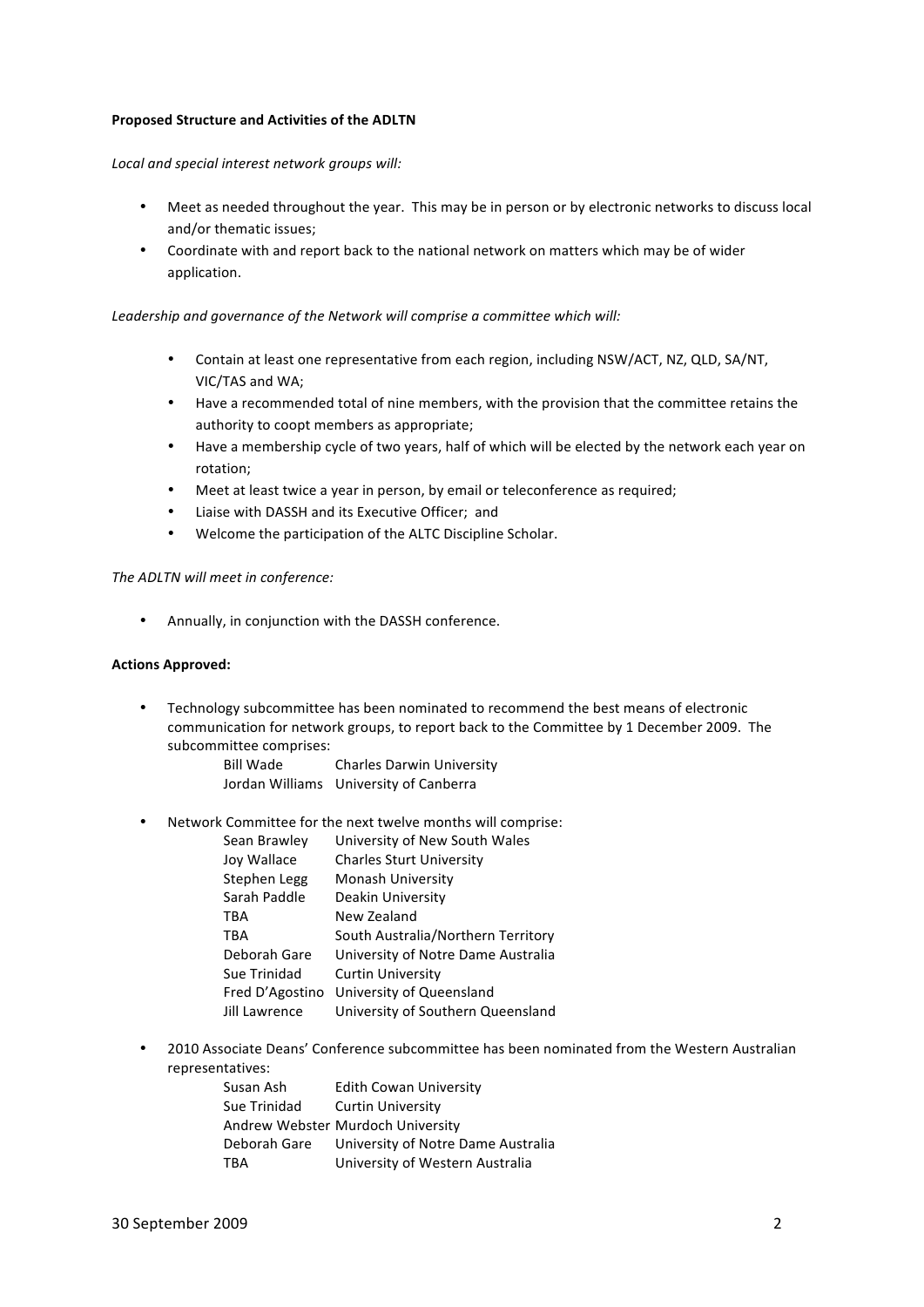**Proposed Structure and Activities of the ADLTN**

*Local and special interest network groups will:*

- Meet as needed throughout the year. This may be in person or by electronic networks to discuss local and/or thematic issues;
- Coordinate with and report back to the national network on matters which may be of wider application.

*Leadership and governance of the Network will comprise a committee which will:*

- Contain at least one representative from each region, including NSW/ACT, NZ, QLD, SA/NT, VIC/TAS and WA;
- Have a recommended total of nine members, with the provision that the committee retains the authority to coopt members as appropriate;
- Have a membership cycle of two years, half of which will be elected by the network each year on rotation;
- Meet at least twice a year in person, by email or teleconference as required;
- Liaise with DASSH and its Executive Officer; and
- Welcome the participation of the ALTC Discipline Scholar.

*The ADLTN will meet in conference:*

- Annually, in conjunction with the DASSH conference.

**Actions Approved:**

- Technology subcommittee has been nominated to recommend the best means of electronic communication for network groups, to report back to the Committee by 1 December 2009. The subcommittee comprises:

| | |
|---|---|
| Bill Wade | Charles Darwin University |
| Jordan Williams | University of Canberra |

- Network Committee for the next twelve months will comprise:

| | |
|---|---|
| Sean Brawley | University of New South Wales |
| Joy Wallace | Charles Sturt University |
| Stephen Legg | Monash University |
| Sarah Paddle | Deakin University |
| TBA | New Zealand |
| TBA | South Australia/Northern Territory |
| Deborah Gare | University of Notre Dame Australia |
| Sue Trinidad | Curtin University |
| Fred D'Agostino | University of Queensland |
| Jill Lawrence | University of Southern Queensland |

- 2010 Associate Deans' Conference subcommittee has been nominated from the Western Australian representatives:

| | |
|---|---|
| Susan Ash | Edith Cowan University |
| Sue Trinidad | Curtin University |
| Andrew Webster | Murdoch University |
| Deborah Gare | University of Notre Dame Australia |
| TBA | University of Western Australia |

30 September 2009